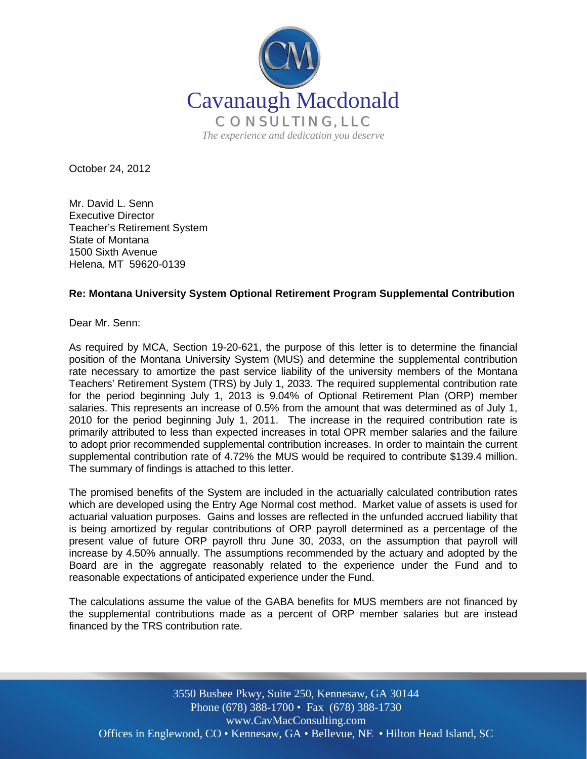Cavanaugh Macdonald
CONSULTING, LLC
*The experience and dedication you deserve*

October 24, 2012

Mr. David L. Senn
Executive Director
Teacher's Retirement System
State of Montana
1500 Sixth Avenue
Helena, MT 59620-0139

**Re: Montana University System Optional Retirement Program Supplemental Contribution**

Dear Mr. Senn:

As required by MCA, Section 19-20-621, the purpose of this letter is to determine the financial position of the Montana University System (MUS) and determine the supplemental contribution rate necessary to amortize the past service liability of the university members of the Montana Teachers' Retirement System (TRS) by July 1, 2033. The required supplemental contribution rate for the period beginning July 1, 2013 is 9.04% of Optional Retirement Plan (ORP) member salaries. This represents an increase of 0.5% from the amount that was determined as of July 1, 2010 for the period beginning July 1, 2011. The increase in the required contribution rate is primarily attributed to less than expected increases in total OPR member salaries and the failure to adopt prior recommended supplemental contribution increases. In order to maintain the current supplemental contribution rate of 4.72% the MUS would be required to contribute $139.4 million. The summary of findings is attached to this letter.

The promised benefits of the System are included in the actuarially calculated contribution rates which are developed using the Entry Age Normal cost method. Market value of assets is used for actuarial valuation purposes. Gains and losses are reflected in the unfunded accrued liability that is being amortized by regular contributions of ORP payroll determined as a percentage of the present value of future ORP payroll thru June 30, 2033, on the assumption that payroll will increase by 4.50% annually. The assumptions recommended by the actuary and adopted by the Board are in the aggregate reasonably related to the experience under the Fund and to reasonable expectations of anticipated experience under the Fund.

The calculations assume the value of the GABA benefits for MUS members are not financed by the supplemental contributions made as a percent of ORP member salaries but are instead financed by the TRS contribution rate.

3550 Busbee Pkwy, Suite 250, Kennesaw, GA 30144
Phone (678) 388-1700 • Fax (678) 388-1730
www.CavMacConsulting.com
Offices in Englewood, CO • Kennesaw, GA • Bellevue, NE • Hilton Head Island, SC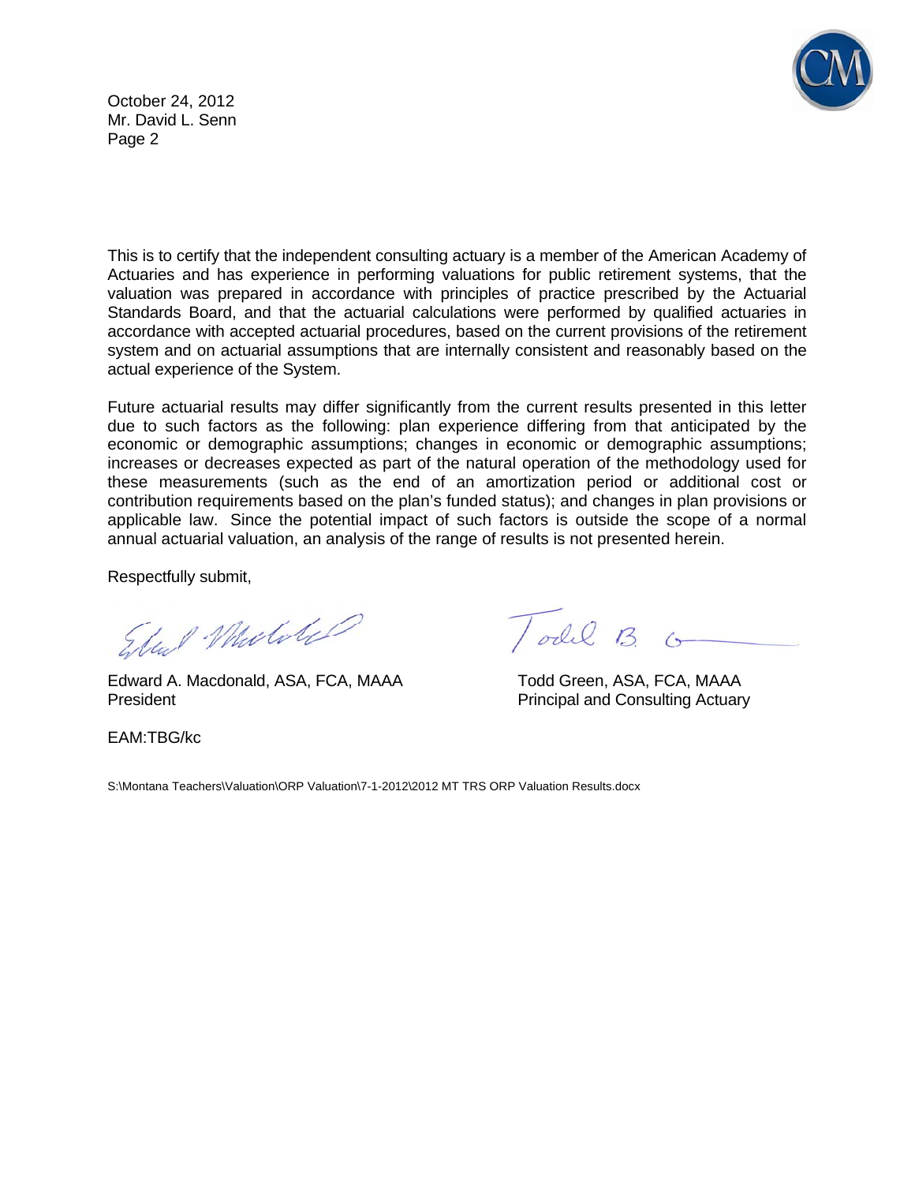This is to certify that the independent consulting actuary is a member of the American Academy of Actuaries and has experience in performing valuations for public retirement systems, that the valuation was prepared in accordance with principles of practice prescribed by the Actuarial Standards Board, and that the actuarial calculations were performed by qualified actuaries in accordance with accepted actuarial procedures, based on the current provisions of the retirement system and on actuarial assumptions that are internally consistent and reasonably based on the actual experience of the System.

Future actuarial results may differ significantly from the current results presented in this letter due to such factors as the following: plan experience differing from that anticipated by the economic or demographic assumptions; changes in economic or demographic assumptions; increases or decreases expected as part of the natural operation of the methodology used for these measurements (such as the end of an amortization period or additional cost or contribution requirements based on the plan's funded status); and changes in plan provisions or applicable law. Since the potential impact of such factors is outside the scope of a normal annual actuarial valuation, an analysis of the range of results is not presented herein.

Respectfully submit,

Edward A. Macdonald, ASA, FCA, MAAA
President

Todd Green, ASA, FCA, MAAA
Principal and Consulting Actuary

EAM:TBG/kc

S:\Montana Teachers\Valuation\ORP Valuation\7-1-2012\2012 MT TRS ORP Valuation Results.docx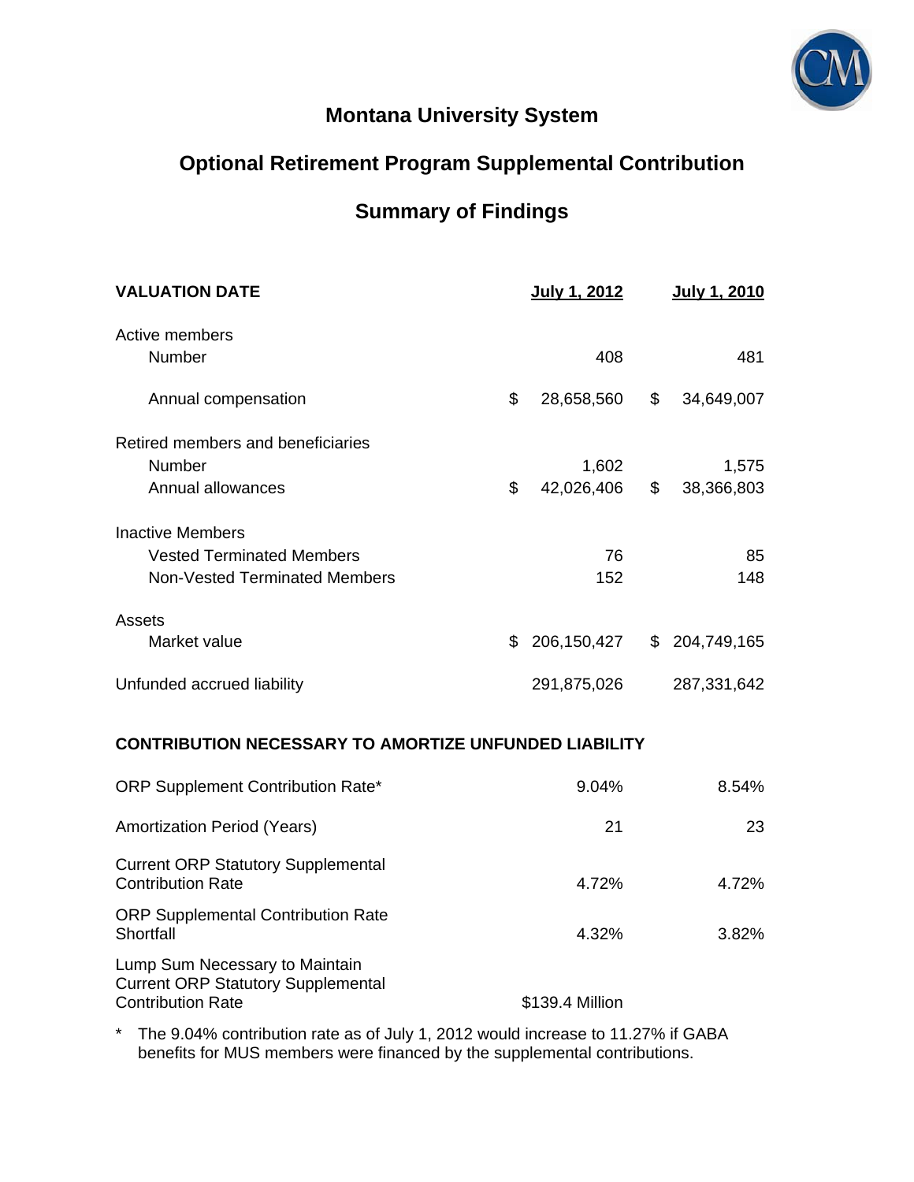# Montana University System

## Optional Retirement Program Supplemental Contribution

## Summary of Findings

| VALUATION DATE | July 1, 2012 | July 1, 2010 |
|---|---|---|
| Active members | | |
| Number | 408 | 481 |
| Annual compensation | $ 28,658,560 | $ 34,649,007 |
| Retired members and beneficiaries | | |
| Number | 1,602 | 1,575 |
| Annual allowances | $ 42,026,406 | $ 38,366,803 |
| Inactive Members | | |
| Vested Terminated Members | 76 | 85 |
| Non-Vested Terminated Members | 152 | 148 |
| Assets | | |
| Market value | $ 206,150,427 | $ 204,749,165 |
| Unfunded accrued liability | 291,875,026 | 287,331,642 |
| **CONTRIBUTION NECESSARY TO AMORTIZE UNFUNDED LIABILITY** | | |
| ORP Supplement Contribution Rate* | 9.04% | 8.54% |
| Amortization Period (Years) | 21 | 23 |
| Current ORP Statutory Supplemental Contribution Rate | 4.72% | 4.72% |
| ORP Supplemental Contribution Rate Shortfall | 4.32% | 3.82% |
| Lump Sum Necessary to Maintain Current ORP Statutory Supplemental Contribution Rate | $139.4 Million | |

\* The 9.04% contribution rate as of July 1, 2012 would increase to 11.27% if GABA benefits for MUS members were financed by the supplemental contributions.